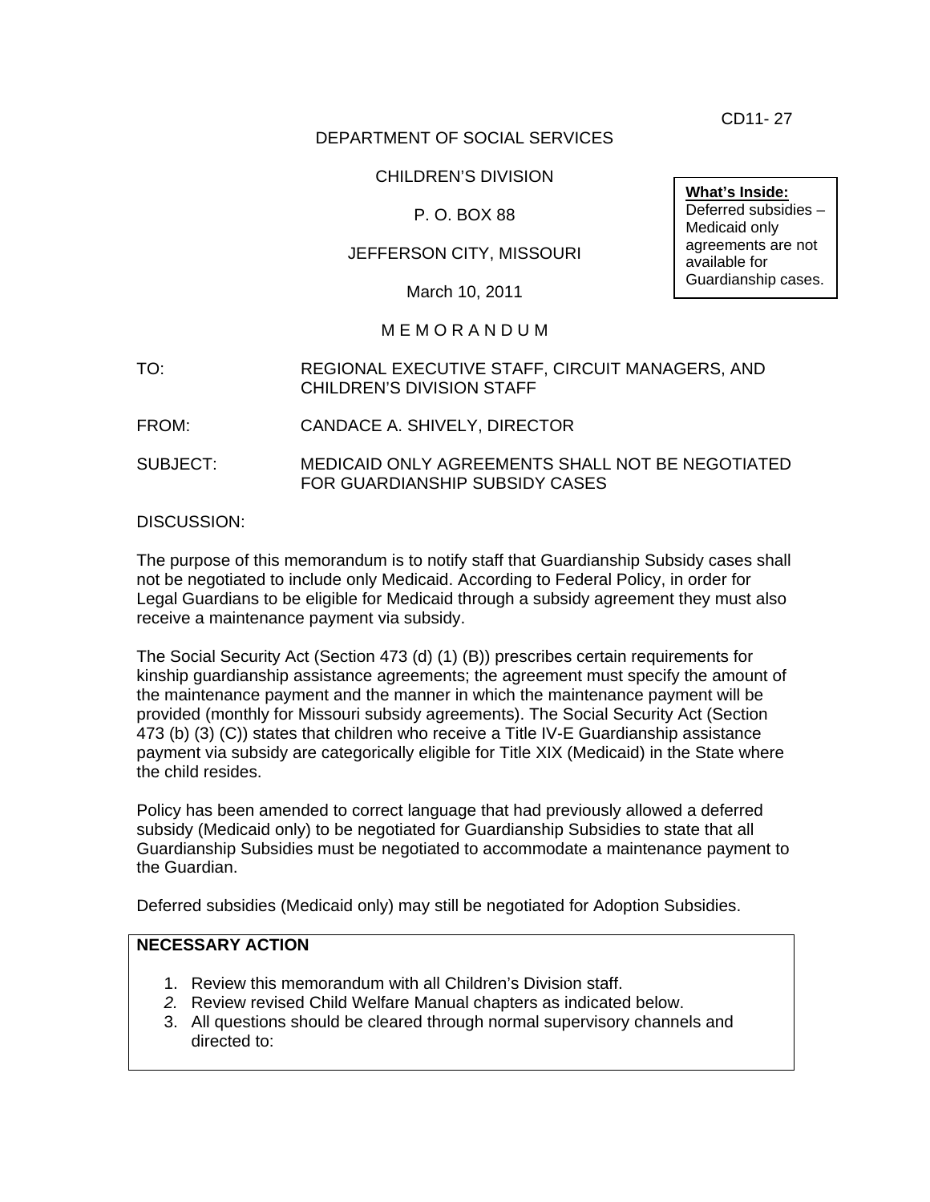CD11- 27

DEPARTMENT OF SOCIAL SERVICES

CHILDREN'S DIVISION

P. O. BOX 88

JEFFERSON CITY, MISSOURI

March 10, 2011

**What's Inside:**
Deferred subsidies – Medicaid only agreements are not available for Guardianship cases.

M E M O R A N D U M

TO: REGIONAL EXECUTIVE STAFF, CIRCUIT MANAGERS, AND CHILDREN'S DIVISION STAFF

FROM: CANDACE A. SHIVELY, DIRECTOR

SUBJECT: MEDICAID ONLY AGREEMENTS SHALL NOT BE NEGOTIATED FOR GUARDIANSHIP SUBSIDY CASES

DISCUSSION:

The purpose of this memorandum is to notify staff that Guardianship Subsidy cases shall not be negotiated to include only Medicaid. According to Federal Policy, in order for Legal Guardians to be eligible for Medicaid through a subsidy agreement they must also receive a maintenance payment via subsidy.

The Social Security Act (Section 473 (d) (1) (B)) prescribes certain requirements for kinship guardianship assistance agreements; the agreement must specify the amount of the maintenance payment and the manner in which the maintenance payment will be provided (monthly for Missouri subsidy agreements). The Social Security Act (Section 473 (b) (3) (C)) states that children who receive a Title IV-E Guardianship assistance payment via subsidy are categorically eligible for Title XIX (Medicaid) in the State where the child resides.

Policy has been amended to correct language that had previously allowed a deferred subsidy (Medicaid only) to be negotiated for Guardianship Subsidies to state that all Guardianship Subsidies must be negotiated to accommodate a maintenance payment to the Guardian.

Deferred subsidies (Medicaid only) may still be negotiated for Adoption Subsidies.

**NECESSARY ACTION**

1. Review this memorandum with all Children's Division staff.
2. Review revised Child Welfare Manual chapters as indicated below.
3. All questions should be cleared through normal supervisory channels and directed to: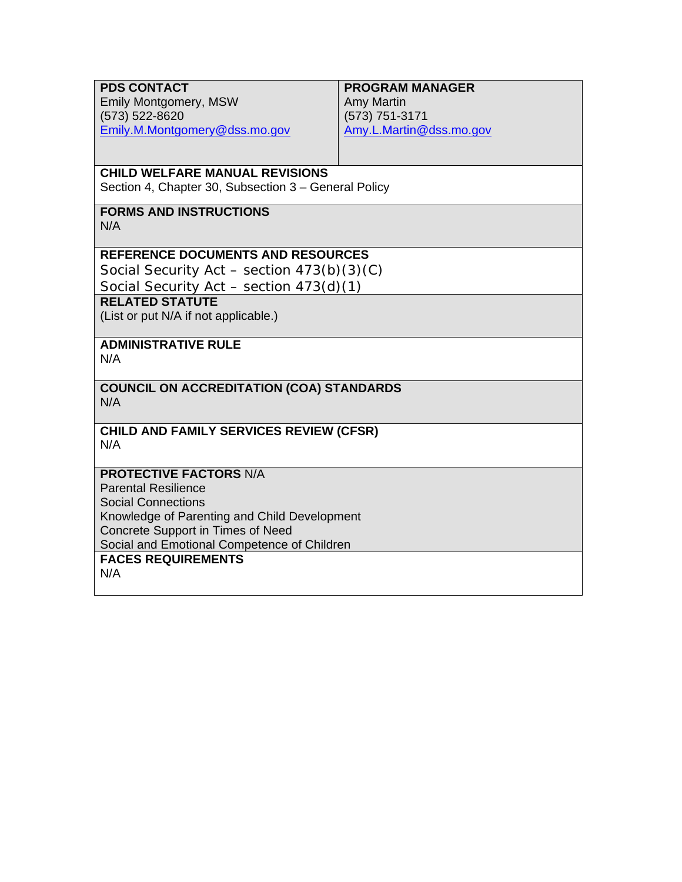| **PDS CONTACT**<br>Emily Montgomery, MSW<br>(573) 522-8620<br>Emily.M.Montgomery@dss.mo.gov | **PROGRAM MANAGER**<br>Amy Martin<br>(573) 751-3171<br>Amy.L.Martin@dss.mo.gov |
|---|---|
| **CHILD WELFARE MANUAL REVISIONS**<br>Section 4, Chapter 30, Subsection 3 – General Policy | |
| **FORMS AND INSTRUCTIONS**<br>N/A | |
| **REFERENCE DOCUMENTS AND RESOURCES**<br>Social Security Act – section 473(b)(3)(C)<br>Social Security Act – section 473(d)(1) | |
| **RELATED STATUTE**<br>(List or put N/A if not applicable.) | |
| **ADMINISTRATIVE RULE**<br>N/A | |
| **COUNCIL ON ACCREDITATION (COA) STANDARDS**<br>N/A | |
| **CHILD AND FAMILY SERVICES REVIEW (CFSR)**<br>N/A | |
| **PROTECTIVE FACTORS** N/A<br>Parental Resilience<br>Social Connections<br>Knowledge of Parenting and Child Development<br>Concrete Support in Times of Need<br>Social and Emotional Competence of Children | |
| **FACES REQUIREMENTS**<br>N/A | |